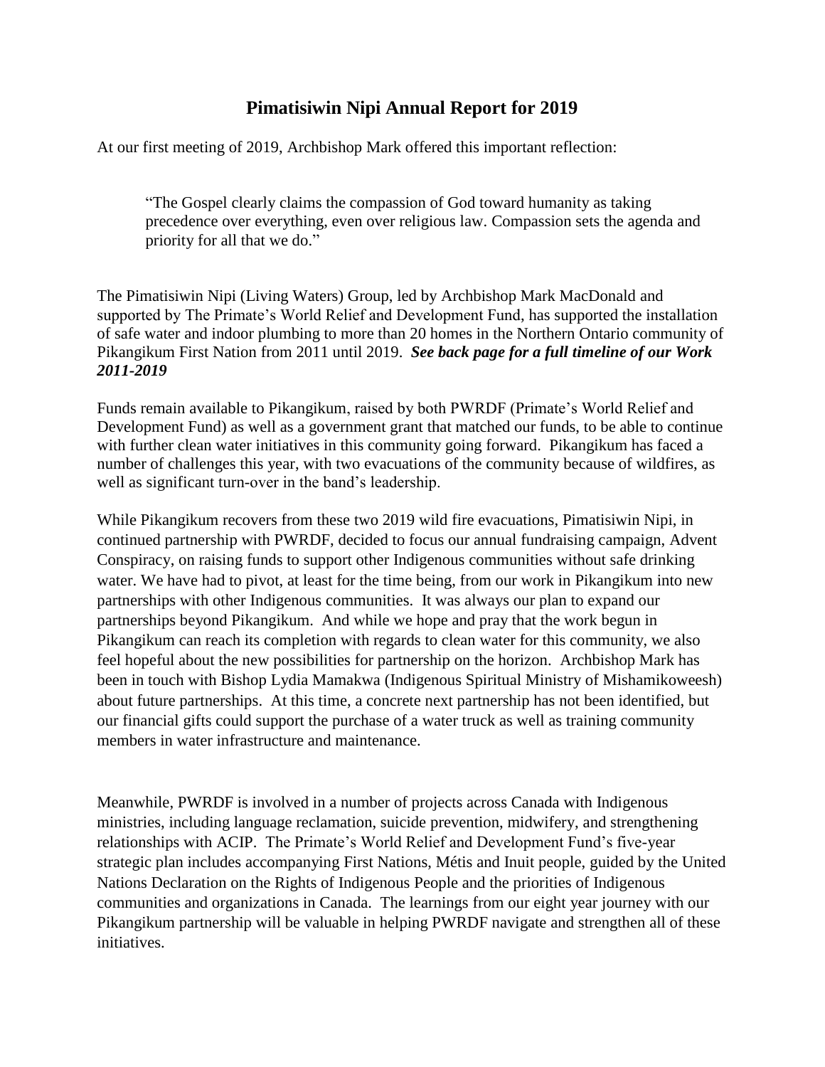# Pimatisiwin Nipi Annual Report for 2019

At our first meeting of 2019, Archbishop Mark offered this important reflection:

> "The Gospel clearly claims the compassion of God toward humanity as taking precedence over everything, even over religious law. Compassion sets the agenda and priority for all that we do."

The Pimatisiwin Nipi (Living Waters) Group, led by Archbishop Mark MacDonald and supported by The Primate's World Relief and Development Fund, has supported the installation of safe water and indoor plumbing to more than 20 homes in the Northern Ontario community of Pikangikum First Nation from 2011 until 2019. ***See back page for a full timeline of our Work 2011-2019***

Funds remain available to Pikangikum, raised by both PWRDF (Primate's World Relief and Development Fund) as well as a government grant that matched our funds, to be able to continue with further clean water initiatives in this community going forward. Pikangikum has faced a number of challenges this year, with two evacuations of the community because of wildfires, as well as significant turn-over in the band's leadership.

While Pikangikum recovers from these two 2019 wild fire evacuations, Pimatisiwin Nipi, in continued partnership with PWRDF, decided to focus our annual fundraising campaign, Advent Conspiracy, on raising funds to support other Indigenous communities without safe drinking water. We have had to pivot, at least for the time being, from our work in Pikangikum into new partnerships with other Indigenous communities. It was always our plan to expand our partnerships beyond Pikangikum. And while we hope and pray that the work begun in Pikangikum can reach its completion with regards to clean water for this community, we also feel hopeful about the new possibilities for partnership on the horizon. Archbishop Mark has been in touch with Bishop Lydia Mamakwa (Indigenous Spiritual Ministry of Mishamikoweesh) about future partnerships. At this time, a concrete next partnership has not been identified, but our financial gifts could support the purchase of a water truck as well as training community members in water infrastructure and maintenance.

Meanwhile, PWRDF is involved in a number of projects across Canada with Indigenous ministries, including language reclamation, suicide prevention, midwifery, and strengthening relationships with ACIP. The Primate's World Relief and Development Fund's five-year strategic plan includes accompanying First Nations, Métis and Inuit people, guided by the United Nations Declaration on the Rights of Indigenous People and the priorities of Indigenous communities and organizations in Canada. The learnings from our eight year journey with our Pikangikum partnership will be valuable in helping PWRDF navigate and strengthen all of these initiatives.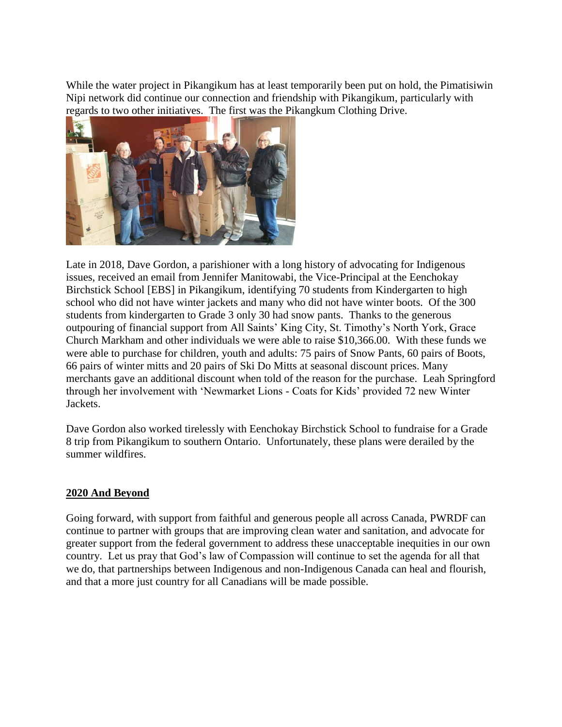While the water project in Pikangikum has at least temporarily been put on hold, the Pimatisiwin Nipi network did continue our connection and friendship with Pikangikum, particularly with regards to two other initiatives. The first was the Pikangkum Clothing Drive.

Late in 2018, Dave Gordon, a parishioner with a long history of advocating for Indigenous issues, received an email from Jennifer Manitowabi, the Vice-Principal at the Eenchokay Birchstick School [EBS] in Pikangikum, identifying 70 students from Kindergarten to high school who did not have winter jackets and many who did not have winter boots. Of the 300 students from kindergarten to Grade 3 only 30 had snow pants. Thanks to the generous outpouring of financial support from All Saints' King City, St. Timothy's North York, Grace Church Markham and other individuals we were able to raise $10,366.00. With these funds we were able to purchase for children, youth and adults: 75 pairs of Snow Pants, 60 pairs of Boots, 66 pairs of winter mitts and 20 pairs of Ski Do Mitts at seasonal discount prices. Many merchants gave an additional discount when told of the reason for the purchase. Leah Springford through her involvement with 'Newmarket Lions - Coats for Kids' provided 72 new Winter Jackets.

Dave Gordon also worked tirelessly with Eenchokay Birchstick School to fundraise for a Grade 8 trip from Pikangikum to southern Ontario. Unfortunately, these plans were derailed by the summer wildfires.

## 2020 And Beyond

Going forward, with support from faithful and generous people all across Canada, PWRDF can continue to partner with groups that are improving clean water and sanitation, and advocate for greater support from the federal government to address these unacceptable inequities in our own country. Let us pray that God's law of Compassion will continue to set the agenda for all that we do, that partnerships between Indigenous and non-Indigenous Canada can heal and flourish, and that a more just country for all Canadians will be made possible.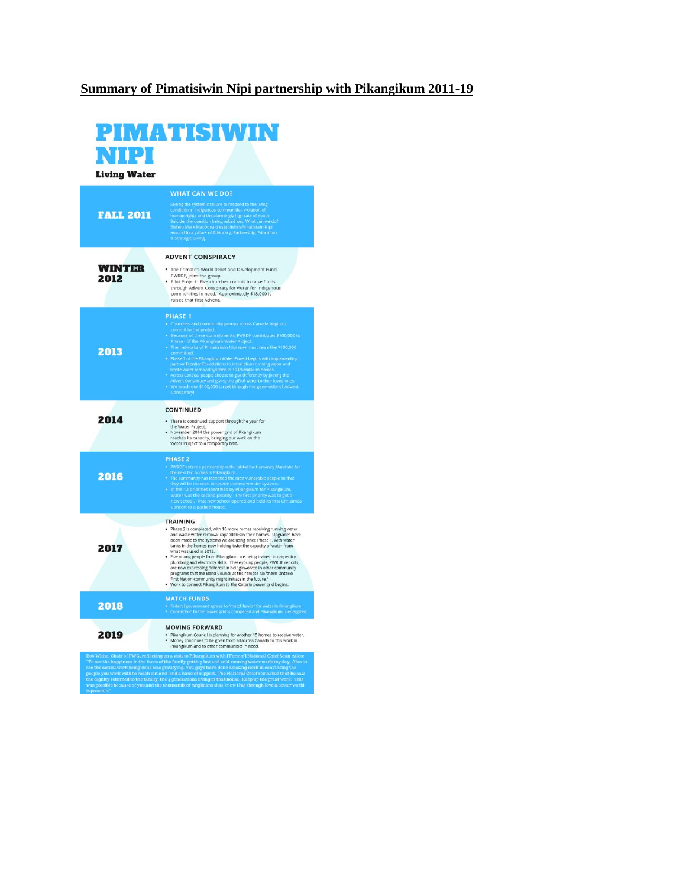# Summary of Pimatisiwin Nipi partnership with Pikangikum 2011-19

# PIMATISIWIN NIPI

**Living Water**

## FALL 2011

### WHAT CAN WE DO?

Seeing the systemic failure to respond to the living condition in Indigenous communities, violation of human rights and the alarmingly high rate of Youth Suicide, the question being asked was, What can we do? Bishop Mark MacDonald establishes Pimatisiwin Nipi around four pillars of Advocacy, Partnership, Education & Strategic Giving.

## WINTER 2012

### ADVENT CONSPIRACY

- The Primate's World Relief and Development Fund, PWRDF, joins the group
- Pilot Project: Five churches commit to raise funds through Advent Conspiracy for Water for Indigenous communities in need. Approximately $18,000 is raised that First Advent.

## 2013

### PHASE 1

- Churches and community groups across Canada begin to commit to the project.
- Because of these commitments, PWRDF contributes $100,000 to Phase I of the Pikangikum Water Project.
- The networks of Pimatisiwin Nipi now must raise the $100,000 committed.
- Phase 1 of the Pikangikum Water Project begins with implementing partner Frontier Foundations to install clean running water and waste water removal systems in 10 Pikangikum homes.
- Across Canada, people choose to give differently by joining the Advent Conspiracy and giving the gift of water to their loved ones.
- We reach our $100,000 target through the generosity of Advent Conspiracy!

## 2014

### CONTINUED

- There is continued support through the year for the Water Project.
- November 2014 the power grid of Pikangikum reaches its capacity, bringing our work on the Water Project to a temporary halt.

## 2016

### PHASE 2

- PWRDF enters a partnership with Habitat for Humanity Manitoba for the next ten homes in Pikangikum.
- The community has identified the most vulnerable people so that they will be the ones to receive these new water systems.
- In the 13 priorities identified by Pikangikum for Pikangikum, Water was the second priority. The first priority was to get a new school. That new school opened and held its first Christmas Concert to a packed house.

## 2017

### TRAINING

- Phase 2 is completed, with 10 more homes receiving running water and waste water removal capabilities in their homes. Upgrades have been made to the systems we are using since Phase 1, with water tanks in the homes now holding twice the capacity of water from what was used in 2013.
- Five young people from Pikangikum are being trained in carpentry, plumbing and electricity skills. These young people, PWRDF reports, are now expressing "interest in being involved in other community programs that the Band Council at this remote Northern Ontario First Nation community might initiate in the future."
- Work to connect Pikangikum to the Ontario power grid begins.

## 2018

### MATCH FUNDS

- Federal government agrees to "match funds" for water in Pikangikum.
- Connection to the power grid is completed and Pikangikum is energized.

## 2019

### MOVING FORWARD

- Pikangikum Council is planning for another 15 homes to receive water.
- Money continues to be given from all across Canada to this work in Pikangikum and to other communities in need.

Bob White, Chair of PWG, reflecting on a visit to Pikangikum with [Former] National Chief Sean Atleo: "To see the happiness in the faces of the family getting hot and cold running water made my day. Also to see the actual work being done was gratifying. You guys have done amazing work in convincing the people you work with to reach out and lend a hand of support. The National Chief remarked that he saw the dignity returned to the family, the 4 generations living in that house. Keep up the great work. This was possible because of you and the thousands of Anglicans that know that through love a better world is possible."